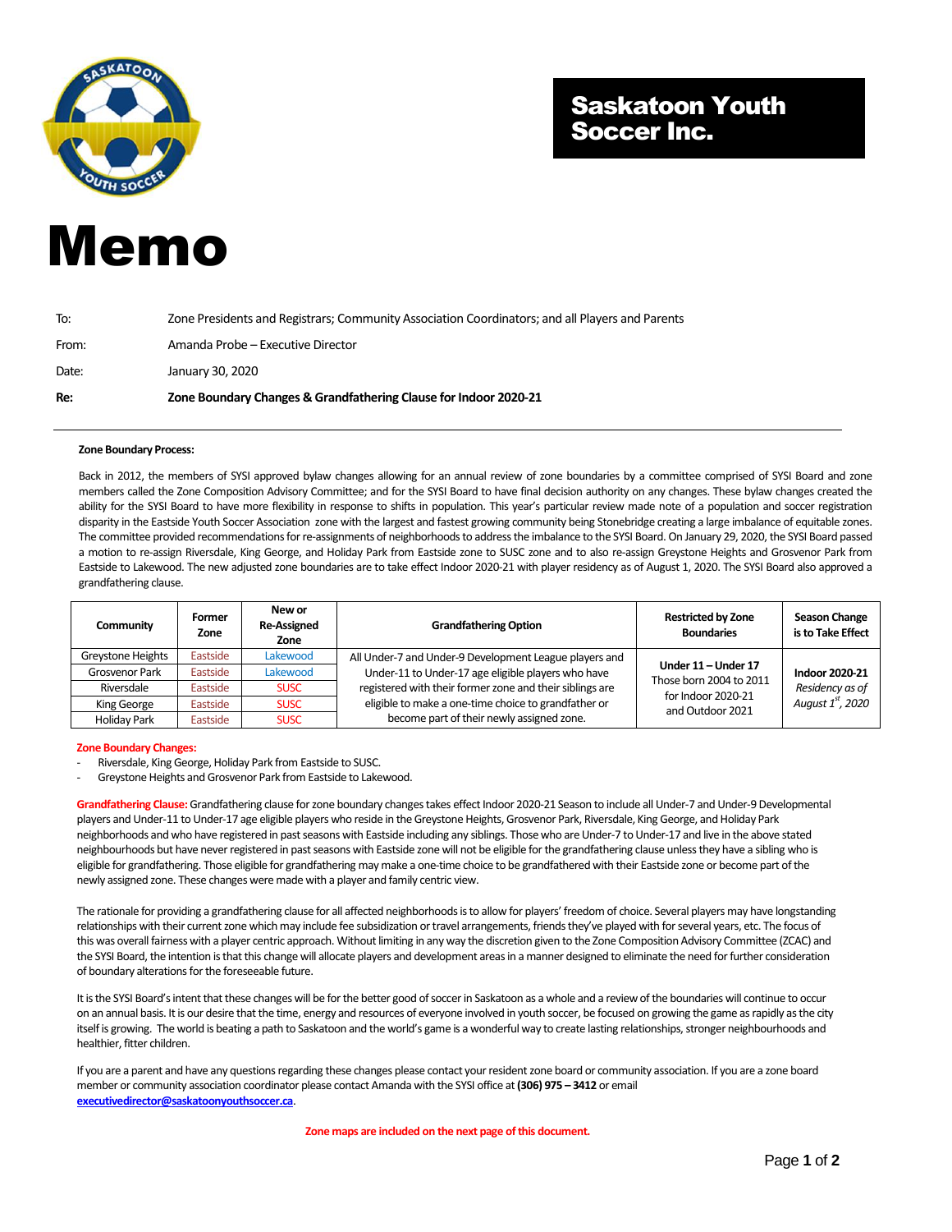**Saskatoon Youth Soccer Inc.**

# Memo

| | |
|---|---|
| To: | Zone Presidents and Registrars; Community Association Coordinators; and all Players and Parents |
| From: | Amanda Probe – Executive Director |
| Date: | January 30, 2020 |
| **Re:** | **Zone Boundary Changes & Grandfathering Clause for Indoor 2020-21** |

---

**Zone Boundary Process:**

Back in 2012, the members of SYSI approved bylaw changes allowing for an annual review of zone boundaries by a committee comprised of SYSI Board and zone members called the Zone Composition Advisory Committee; and for the SYSI Board to have final decision authority on any changes. These bylaw changes created the ability for the SYSI Board to have more flexibility in response to shifts in population. This year's particular review made note of a population and soccer registration disparity in the Eastside Youth Soccer Association zone with the largest and fastest growing community being Stonebridge creating a large imbalance of equitable zones. The committee provided recommendations for re-assignments of neighborhoods to address the imbalance to the SYSI Board. On January 29, 2020, the SYSI Board passed a motion to re-assign Riversdale, King George, and Holiday Park from Eastside zone to SUSC zone and to also re-assign Greystone Heights and Grosvenor Park from Eastside to Lakewood. The new adjusted zone boundaries are to take effect Indoor 2020-21 with player residency as of August 1, 2020. The SYSI Board also approved a grandfathering clause.

| Community | Former Zone | New or Re-Assigned Zone | Grandfathering Option | Restricted by Zone Boundaries | Season Change is to Take Effect |
|---|---|---|---|---|---|
| Greystone Heights | Eastside | Lakewood | All Under-7 and Under-9 Development League players and Under-11 to Under-17 age eligible players who have registered with their former zone and their siblings are eligible to make a one-time choice to grandfather or become part of their newly assigned zone. | **Under 11 – Under 17** Those born 2004 to 2011 for Indoor 2020-21 and Outdoor 2021 | **Indoor 2020-21** *Residency as of August 1st, 2020* |
| Grosvenor Park | Eastside | Lakewood | | | |
| Riversdale | Eastside | SUSC | | | |
| King George | Eastside | SUSC | | | |
| Holiday Park | Eastside | SUSC | | | |

**Zone Boundary Changes:**

- Riversdale, King George, Holiday Park from Eastside to SUSC.
- Greystone Heights and Grosvenor Park from Eastside to Lakewood.

**Grandfathering Clause:** Grandfathering clause for zone boundary changes takes effect Indoor 2020-21 Season to include all Under-7 and Under-9 Developmental players and Under-11 to Under-17 age eligible players who reside in the Greystone Heights, Grosvenor Park, Riversdale, King George, and Holiday Park neighborhoods and who have registered in past seasons with Eastside including any siblings. Those who are Under-7 to Under-17 and live in the above stated neighbourhoods but have never registered in past seasons with Eastside zone will not be eligible for the grandfathering clause unless they have a sibling who is eligible for grandfathering. Those eligible for grandfathering may make a one-time choice to be grandfathered with their Eastside zone or become part of the newly assigned zone. These changes were made with a player and family centric view.

The rationale for providing a grandfathering clause for all affected neighborhoods is to allow for players' freedom of choice. Several players may have longstanding relationships with their current zone which may include fee subsidization or travel arrangements, friends they've played with for several years, etc. The focus of this was overall fairness with a player centric approach. Without limiting in any way the discretion given to the Zone Composition Advisory Committee (ZCAC) and the SYSI Board, the intention is that this change will allocate players and development areas in a manner designed to eliminate the need for further consideration of boundary alterations for the foreseeable future.

It is the SYSI Board's intent that these changes will be for the better good of soccer in Saskatoon as a whole and a review of the boundaries will continue to occur on an annual basis. It is our desire that the time, energy and resources of everyone involved in youth soccer, be focused on growing the game as rapidly as the city itself is growing. The world is beating a path to Saskatoon and the world's game is a wonderful way to create lasting relationships, stronger neighbourhoods and healthier, fitter children.

If you are a parent and have any questions regarding these changes please contact your resident zone board or community association. If you are a zone board member or community association coordinator please contact Amanda with the SYSI office at **(306) 975 – 3412** or email **executivedirector@saskatoonyouthsoccer.ca**.

**Zone maps are included on the next page of this document.**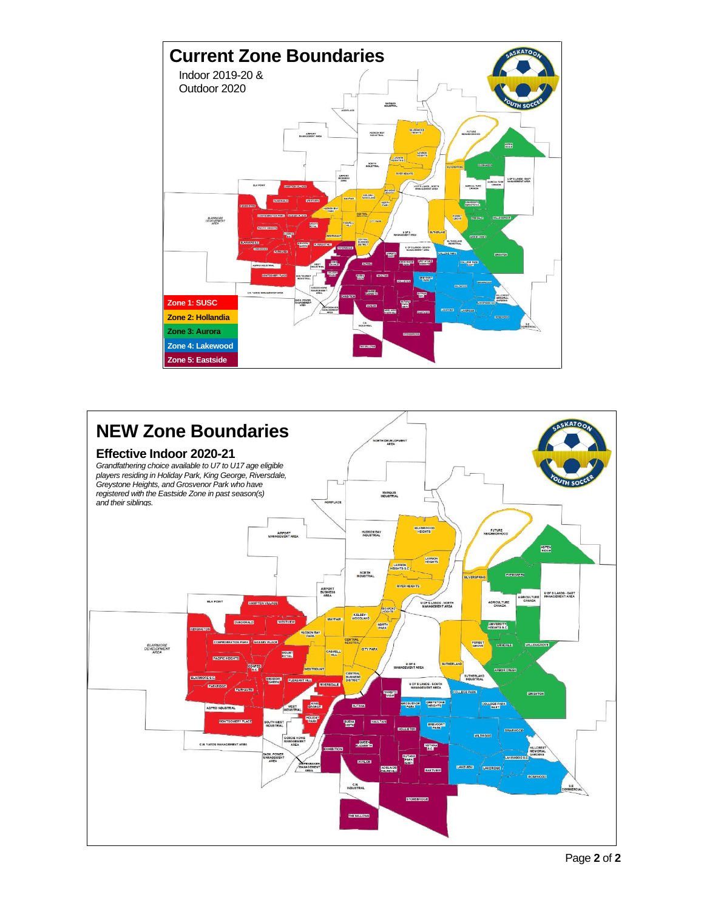## Current Zone Boundaries

Indoor 2019-20 &
Outdoor 2020

Zone 1: SUSC

Zone 2: Hollandia

Zone 3: Aurora

Zone 4: Lakewood

Zone 5: Eastside

## NEW Zone Boundaries

### Effective Indoor 2020-21

*Grandfathering choice available to U7 to U17 age eligible players residing in Holiday Park, King George, Riversdale, Greystone Heights, and Grosvenor Park who have registered with the Eastside Zone in past season(s) and their siblings.*